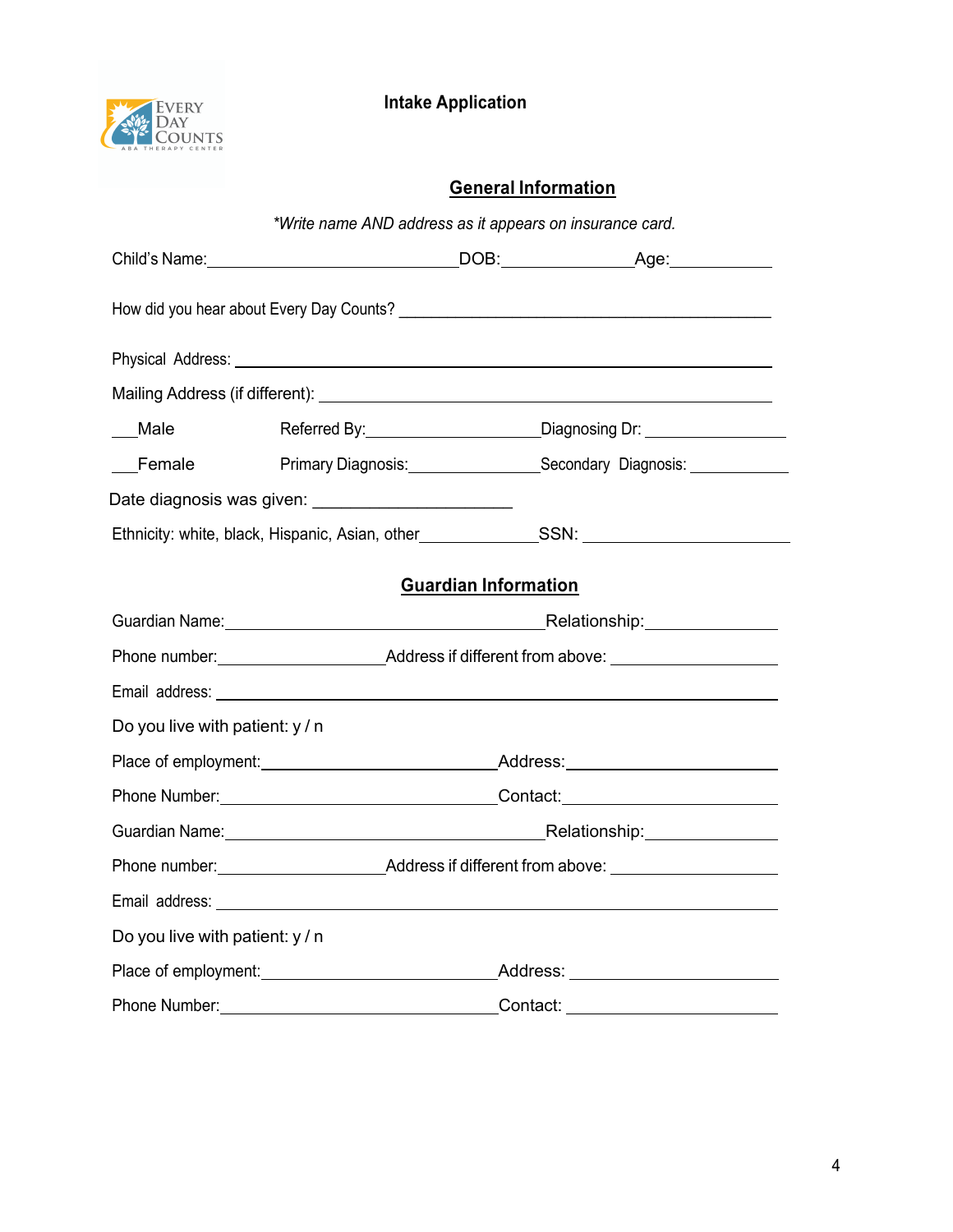EVERY DAY COUNTS
ABA THERAPY CENTER

# Intake Application

## General Information

*\*Write name AND address as it appears on insurance card.*

Child's Name:______________________________DOB:_______________Age:____________

How did you hear about Every Day Counts? _____________________________________________

Physical Address: ________________________________________________________________

Mailing Address (if different): _____________________________________________________

___Male Referred By:____________________Diagnosing Dr: ________________

___Female Primary Diagnosis:_______________Secondary Diagnosis: ____________

Date diagnosis was given: ______________________

Ethnicity: white, black, Hispanic, Asian, other______________SSN: _________________________

## Guardian Information

Guardian Name:_______________________________________Relationship:________________

Phone number:____________________Address if different from above: ____________________

Email address: ___________________________________________________________________

Do you live with patient: y / n

Place of employment:_____________________________Address:_________________________

Phone Number:__________________________________Contact:__________________________

Guardian Name:_______________________________________Relationship:________________

Phone number:____________________Address if different from above: ____________________

Email address: ___________________________________________________________________

Do you live with patient: y / n

Place of employment:_____________________________Address: _________________________

Phone Number:__________________________________Contact: __________________________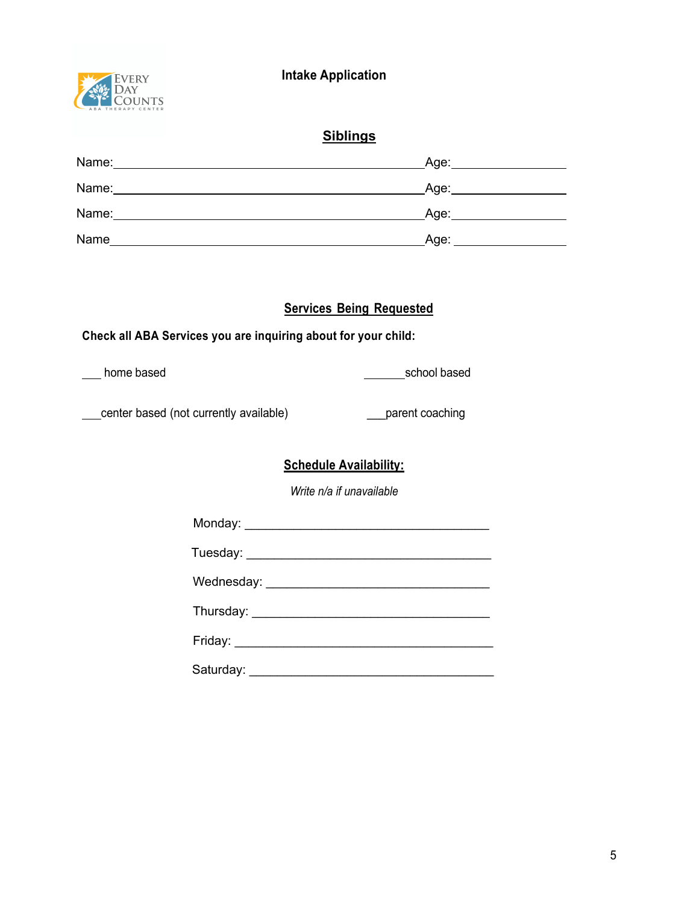# Intake Application

## Siblings

Name:_______________________________________________Age:________________

Name:_______________________________________________Age:________________

Name:_______________________________________________Age:________________

Name________________________________________________Age: ________________

## Services Being Requested

**Check all ABA Services you are inquiring about for your child:**

___ home based

_______school based

___center based (not currently available)

___parent coaching

## Schedule Availability:

*Write n/a if unavailable*

Monday: ___________________________________

Tuesday: ___________________________________

Wednesday: ________________________________

Thursday: __________________________________

Friday: _____________________________________

Saturday: ___________________________________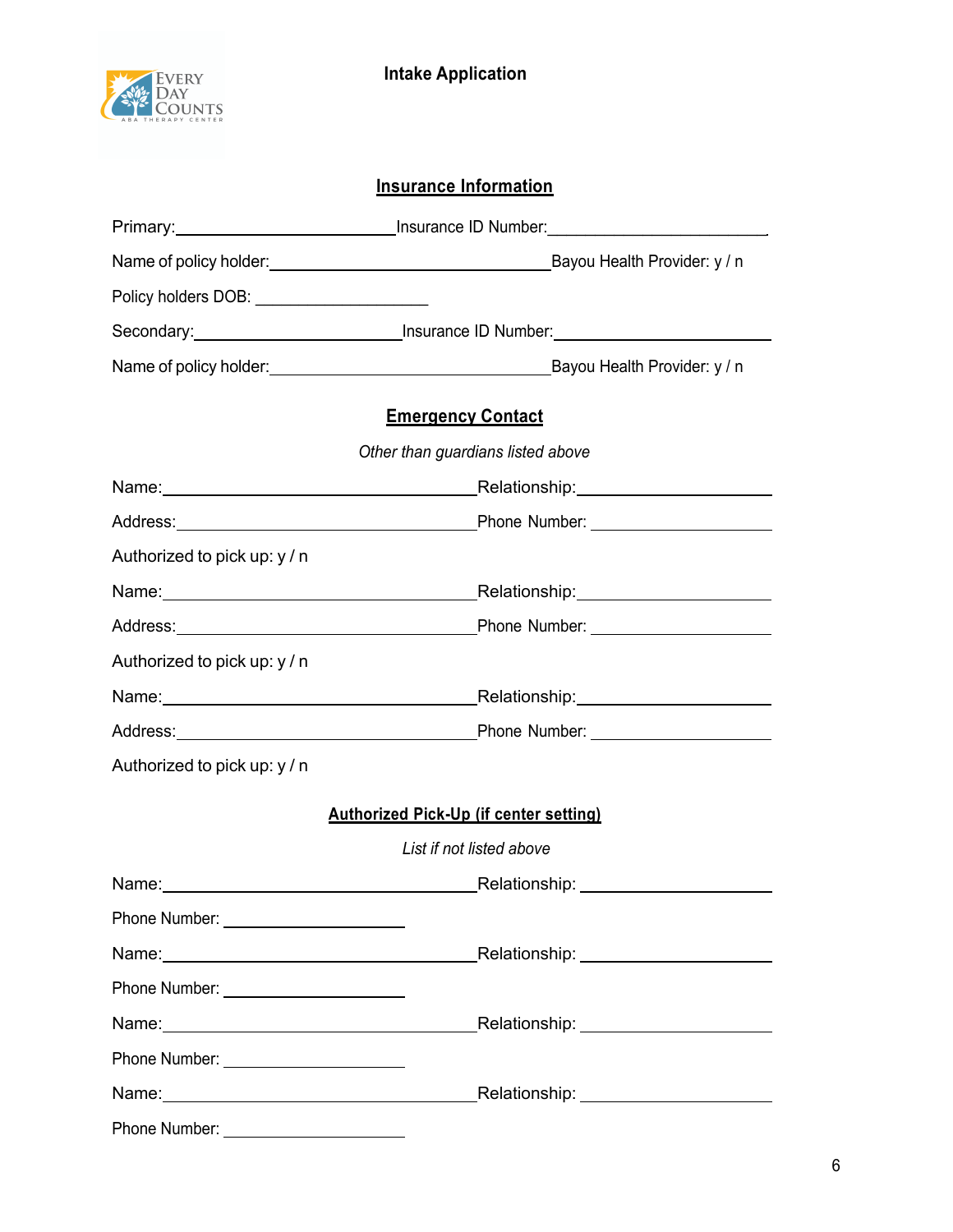**Intake Application**

## Insurance Information

Primary:\_\_\_\_\_\_\_\_\_\_\_\_\_\_\_\_\_\_\_\_\_\_\_\_ Insurance ID Number:\_\_\_\_\_\_\_\_\_\_\_\_\_\_\_\_\_\_\_\_\_\_\_\_

Name of policy holder:\_\_\_\_\_\_\_\_\_\_\_\_\_\_\_\_\_\_\_\_\_\_\_\_\_\_\_\_\_\_ Bayou Health Provider: y / n

Policy holders DOB: \_\_\_\_\_\_\_\_\_\_\_\_\_\_\_\_\_\_\_\_

Secondary:\_\_\_\_\_\_\_\_\_\_\_\_\_\_\_\_\_\_\_\_\_\_\_\_ Insurance ID Number:\_\_\_\_\_\_\_\_\_\_\_\_\_\_\_\_\_\_\_\_\_\_\_\_

Name of policy holder:\_\_\_\_\_\_\_\_\_\_\_\_\_\_\_\_\_\_\_\_\_\_\_\_\_\_\_\_\_\_ Bayou Health Provider: y / n

## Emergency Contact

*Other than guardians listed above*

Name:\_\_\_\_\_\_\_\_\_\_\_\_\_\_\_\_\_\_\_\_\_\_\_\_\_\_\_\_\_\_\_\_\_\_ Relationship:\_\_\_\_\_\_\_\_\_\_\_\_\_\_\_\_\_\_\_\_

Address:\_\_\_\_\_\_\_\_\_\_\_\_\_\_\_\_\_\_\_\_\_\_\_\_\_\_\_\_\_\_\_\_ Phone Number: \_\_\_\_\_\_\_\_\_\_\_\_\_\_\_\_\_\_\_\_

Authorized to pick up: y / n

Name:\_\_\_\_\_\_\_\_\_\_\_\_\_\_\_\_\_\_\_\_\_\_\_\_\_\_\_\_\_\_\_\_\_\_ Relationship:\_\_\_\_\_\_\_\_\_\_\_\_\_\_\_\_\_\_\_\_

Address:\_\_\_\_\_\_\_\_\_\_\_\_\_\_\_\_\_\_\_\_\_\_\_\_\_\_\_\_\_\_\_\_ Phone Number: \_\_\_\_\_\_\_\_\_\_\_\_\_\_\_\_\_\_\_\_

Authorized to pick up: y / n

Name:\_\_\_\_\_\_\_\_\_\_\_\_\_\_\_\_\_\_\_\_\_\_\_\_\_\_\_\_\_\_\_\_\_\_ Relationship:\_\_\_\_\_\_\_\_\_\_\_\_\_\_\_\_\_\_\_\_

Address:\_\_\_\_\_\_\_\_\_\_\_\_\_\_\_\_\_\_\_\_\_\_\_\_\_\_\_\_\_\_\_\_ Phone Number: \_\_\_\_\_\_\_\_\_\_\_\_\_\_\_\_\_\_\_\_

Authorized to pick up: y / n

## Authorized Pick-Up (if center setting)

*List if not listed above*

Name:\_\_\_\_\_\_\_\_\_\_\_\_\_\_\_\_\_\_\_\_\_\_\_\_\_\_\_\_\_\_\_\_\_\_ Relationship: \_\_\_\_\_\_\_\_\_\_\_\_\_\_\_\_\_\_\_\_

Phone Number: \_\_\_\_\_\_\_\_\_\_\_\_\_\_\_\_\_\_\_\_

Name:\_\_\_\_\_\_\_\_\_\_\_\_\_\_\_\_\_\_\_\_\_\_\_\_\_\_\_\_\_\_\_\_\_\_ Relationship: \_\_\_\_\_\_\_\_\_\_\_\_\_\_\_\_\_\_\_\_

Phone Number: \_\_\_\_\_\_\_\_\_\_\_\_\_\_\_\_\_\_\_\_

Name:\_\_\_\_\_\_\_\_\_\_\_\_\_\_\_\_\_\_\_\_\_\_\_\_\_\_\_\_\_\_\_\_\_\_ Relationship: \_\_\_\_\_\_\_\_\_\_\_\_\_\_\_\_\_\_\_\_

Phone Number: \_\_\_\_\_\_\_\_\_\_\_\_\_\_\_\_\_\_\_\_

Name:\_\_\_\_\_\_\_\_\_\_\_\_\_\_\_\_\_\_\_\_\_\_\_\_\_\_\_\_\_\_\_\_\_\_ Relationship: \_\_\_\_\_\_\_\_\_\_\_\_\_\_\_\_\_\_\_\_

Phone Number: \_\_\_\_\_\_\_\_\_\_\_\_\_\_\_\_\_\_\_\_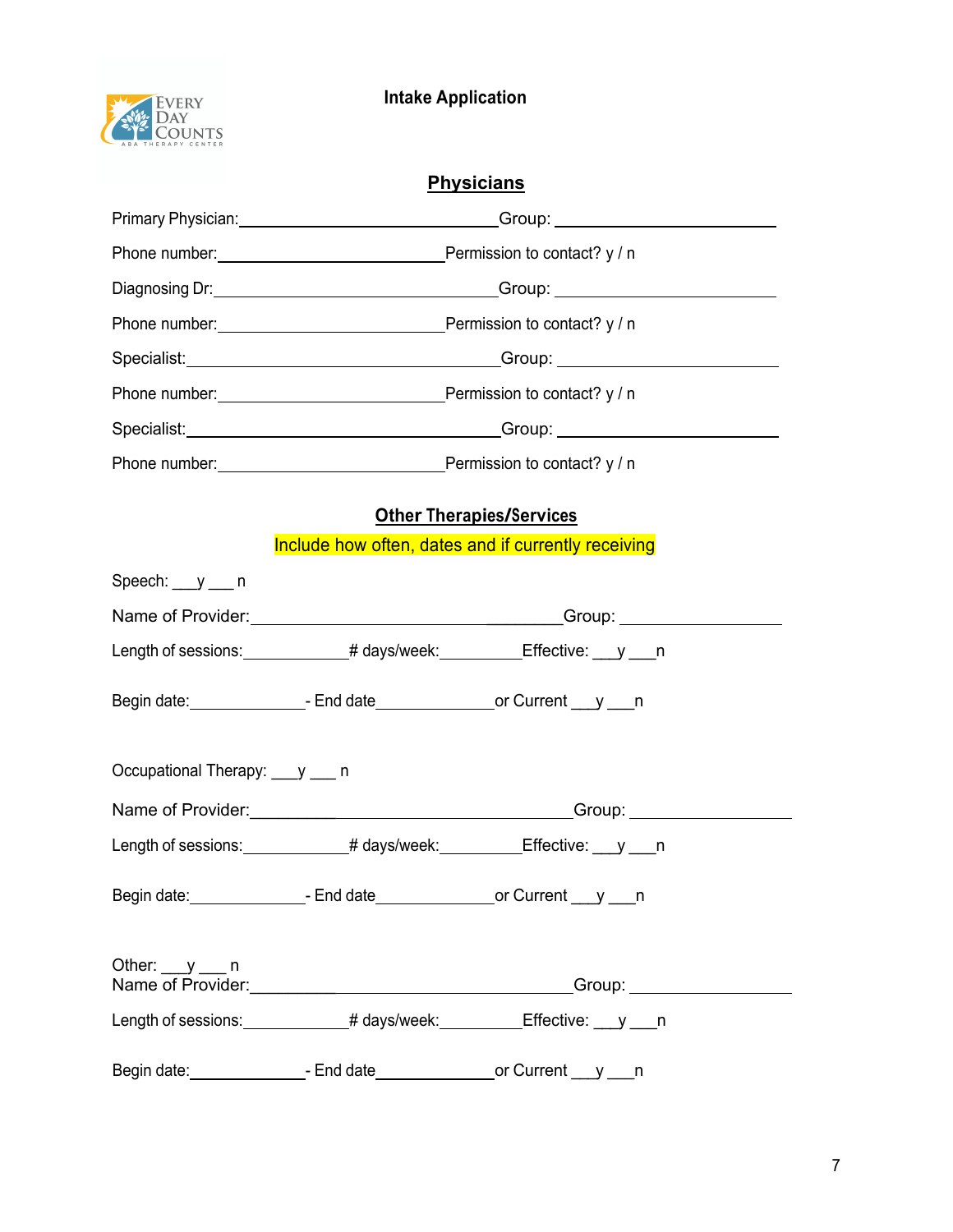**Intake Application**

## Physicians

Primary Physician:______________________________Group: __________________________

Phone number:__________________________Permission to contact? y / n

Diagnosing Dr:_________________________________Group: __________________________

Phone number:__________________________Permission to contact? y / n

Specialist:____________________________________Group: __________________________

Phone number:__________________________Permission to contact? y / n

Specialist:____________________________________Group: __________________________

Phone number:__________________________Permission to contact? y / n

## Other Therapies/Services

Include how often, dates and if currently receiving

Speech: ___y ___ n

Name of Provider:____________________________________Group: __________________

Length of sessions:____________# days/week:_________Effective: ___y ___n

Begin date:_____________- End date______________or Current ___y ___n

Occupational Therapy: ___y ___ n

Name of Provider:____________________________________Group: __________________

Length of sessions:____________# days/week:_________Effective: ___y ___n

Begin date:_____________- End date______________or Current ___y ___n

Other: ___y ___ n

Name of Provider:____________________________________Group: __________________

Length of sessions:____________# days/week:_________Effective: ___y ___n

Begin date:_____________- End date______________or Current ___y ___n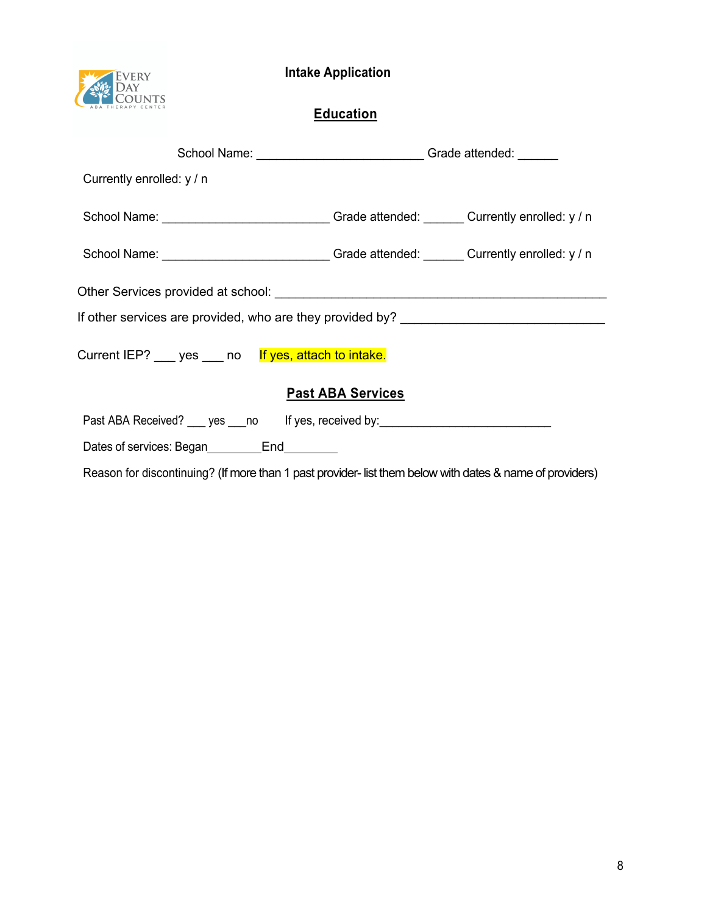Intake Application

## Education

School Name: ________________________ Grade attended: ______

Currently enrolled: y / n

School Name: ________________________ Grade attended: ______ Currently enrolled: y / n

School Name: ________________________ Grade attended: ______ Currently enrolled: y / n

Other Services provided at school: ________________________________________________

If other services are provided, who are they provided by? ______________________________

Current IEP? ___ yes ___ no If yes, attach to intake.

## Past ABA Services

Past ABA Received? ___ yes ___no If yes, received by:_________________________

Dates of services: Began________End________

Reason for discontinuing? (If more than 1 past provider- list them below with dates & name of providers)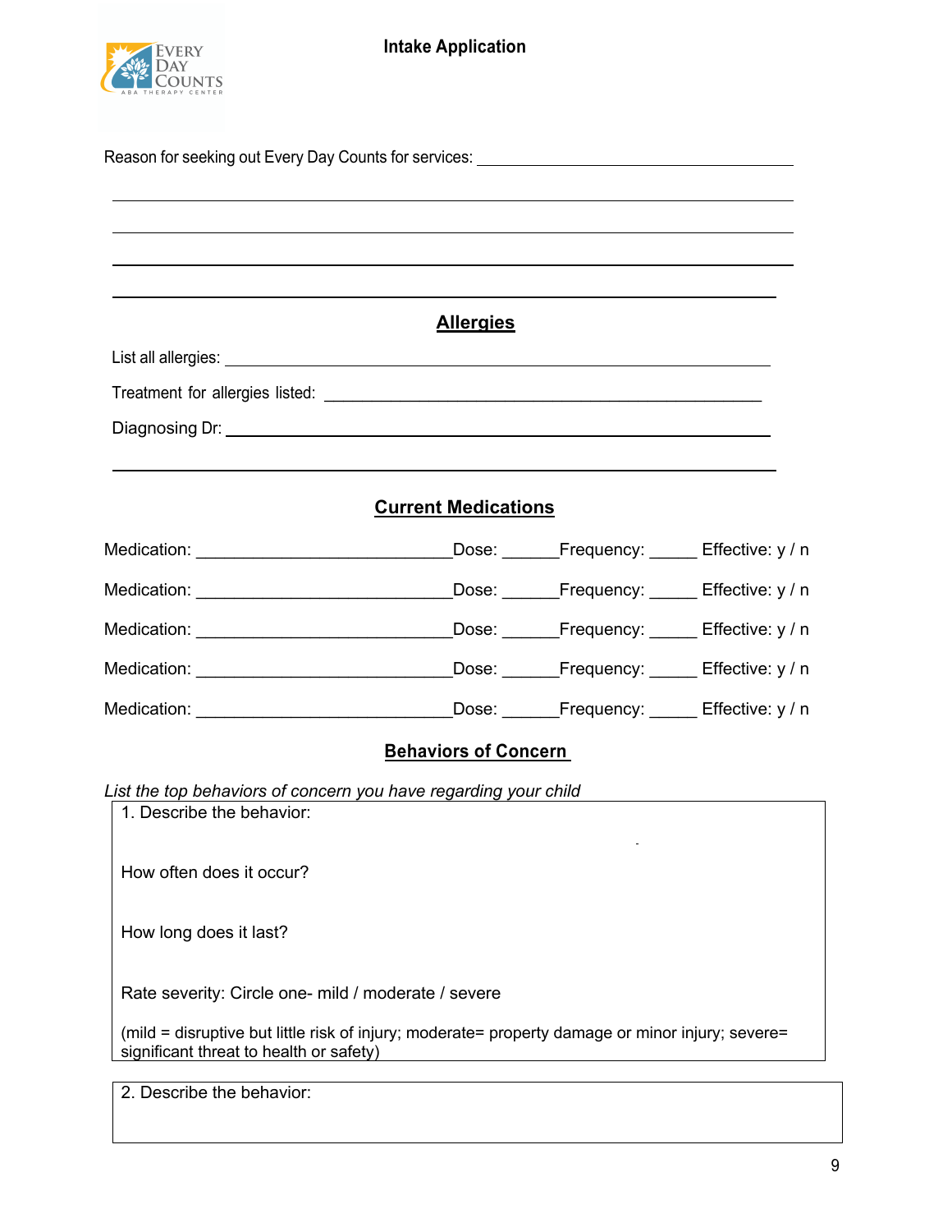Every Day Counts ABA Therapy Center

**Intake Application**

Reason for seeking out Every Day Counts for services: ______________________________________

______________________________________________________________________

______________________________________________________________________

______________________________________________________________________

______________________________________________________________________

## Allergies

List all allergies: ______________________________________________________

Treatment for allergies listed: __________________________________________

Diagnosing Dr: _________________________________________________________

______________________________________________________________________

## Current Medications

Medication: ___________________________ Dose: ______ Frequency: _____ Effective: y / n

Medication: ___________________________ Dose: ______ Frequency: _____ Effective: y / n

Medication: ___________________________ Dose: ______ Frequency: _____ Effective: y / n

Medication: ___________________________ Dose: ______ Frequency: _____ Effective: y / n

Medication: ___________________________ Dose: ______ Frequency: _____ Effective: y / n

## Behaviors of Concern

*List the top behaviors of concern you have regarding your child*

1. Describe the behavior:

How often does it occur?

How long does it last?

Rate severity: Circle one- mild / moderate / severe

(mild = disruptive but little risk of injury; moderate= property damage or minor injury; severe= significant threat to health or safety)

2. Describe the behavior: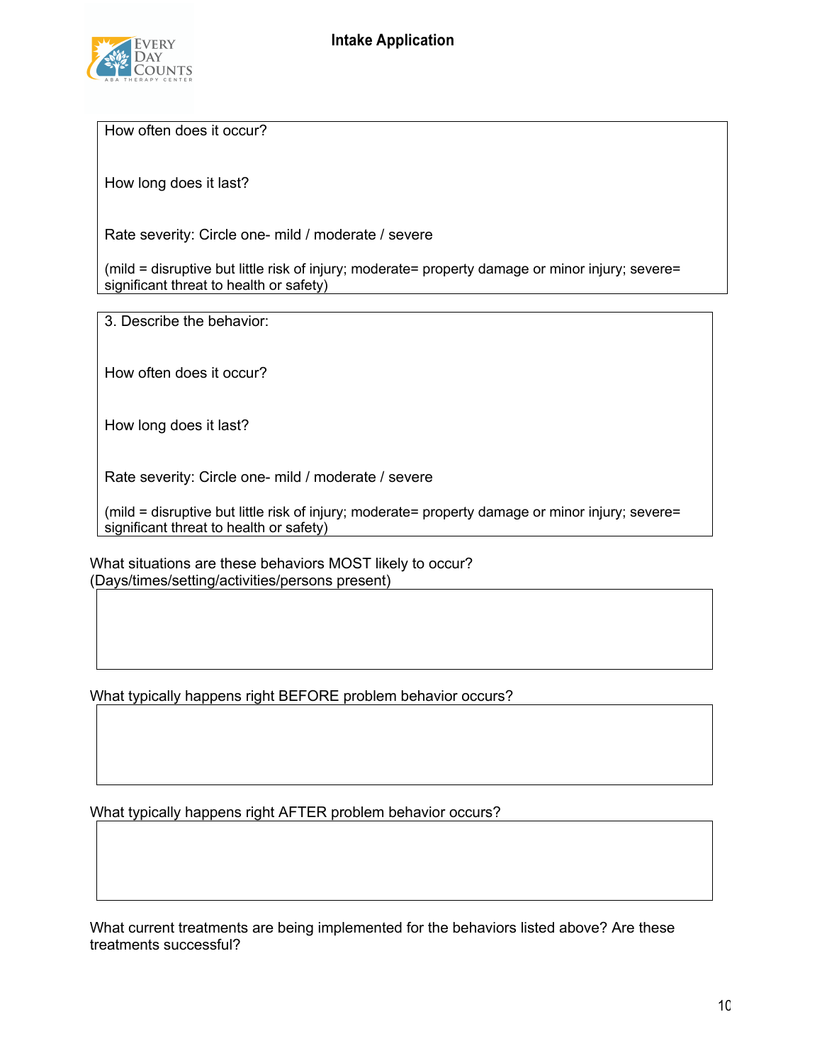How often does it occur?

How long does it last?

Rate severity: Circle one- mild / moderate / severe

(mild = disruptive but little risk of injury; moderate= property damage or minor injury; severe= significant threat to health or safety)

3. Describe the behavior:

How often does it occur?

How long does it last?

Rate severity: Circle one- mild / moderate / severe

(mild = disruptive but little risk of injury; moderate= property damage or minor injury; severe= significant threat to health or safety)

What situations are these behaviors MOST likely to occur?
(Days/times/setting/activities/persons present)

What typically happens right BEFORE problem behavior occurs?

What typically happens right AFTER problem behavior occurs?

What current treatments are being implemented for the behaviors listed above? Are these treatments successful?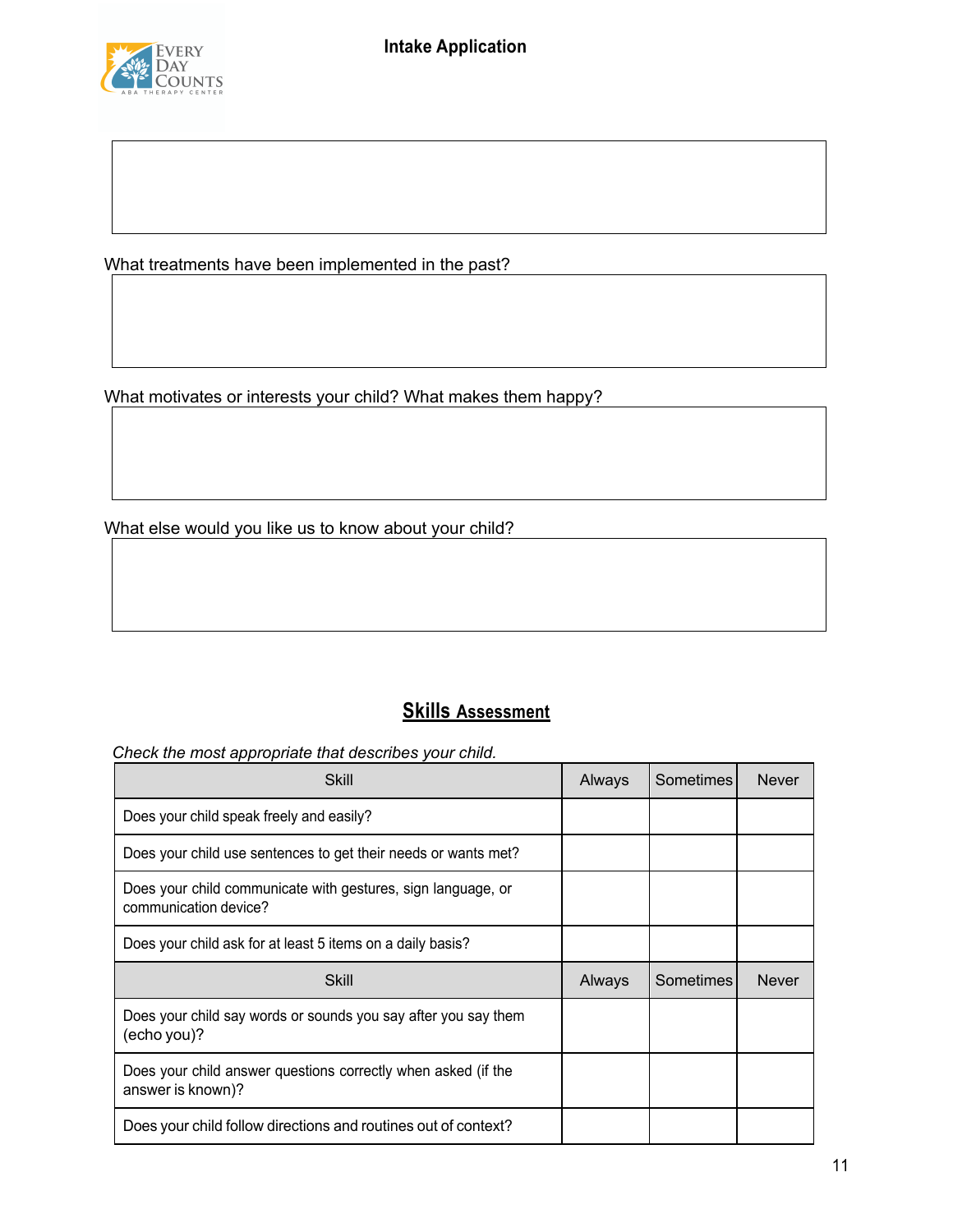What treatments have been implemented in the past?

What motivates or interests your child? What makes them happy?

What else would you like us to know about your child?

## Skills Assessment

*Check the most appropriate that describes your child.*

| Skill | Always | Sometimes | Never |
|---|---|---|---|
| Does your child speak freely and easily? | | | |
| Does your child use sentences to get their needs or wants met? | | | |
| Does your child communicate with gestures, sign language, or communication device? | | | |
| Does your child ask for at least 5 items on a daily basis? | | | |
| Skill | Always | Sometimes | Never |
| Does your child say words or sounds you say after you say them (echo you)? | | | |
| Does your child answer questions correctly when asked (if the answer is known)? | | | |
| Does your child follow directions and routines out of context? | | | |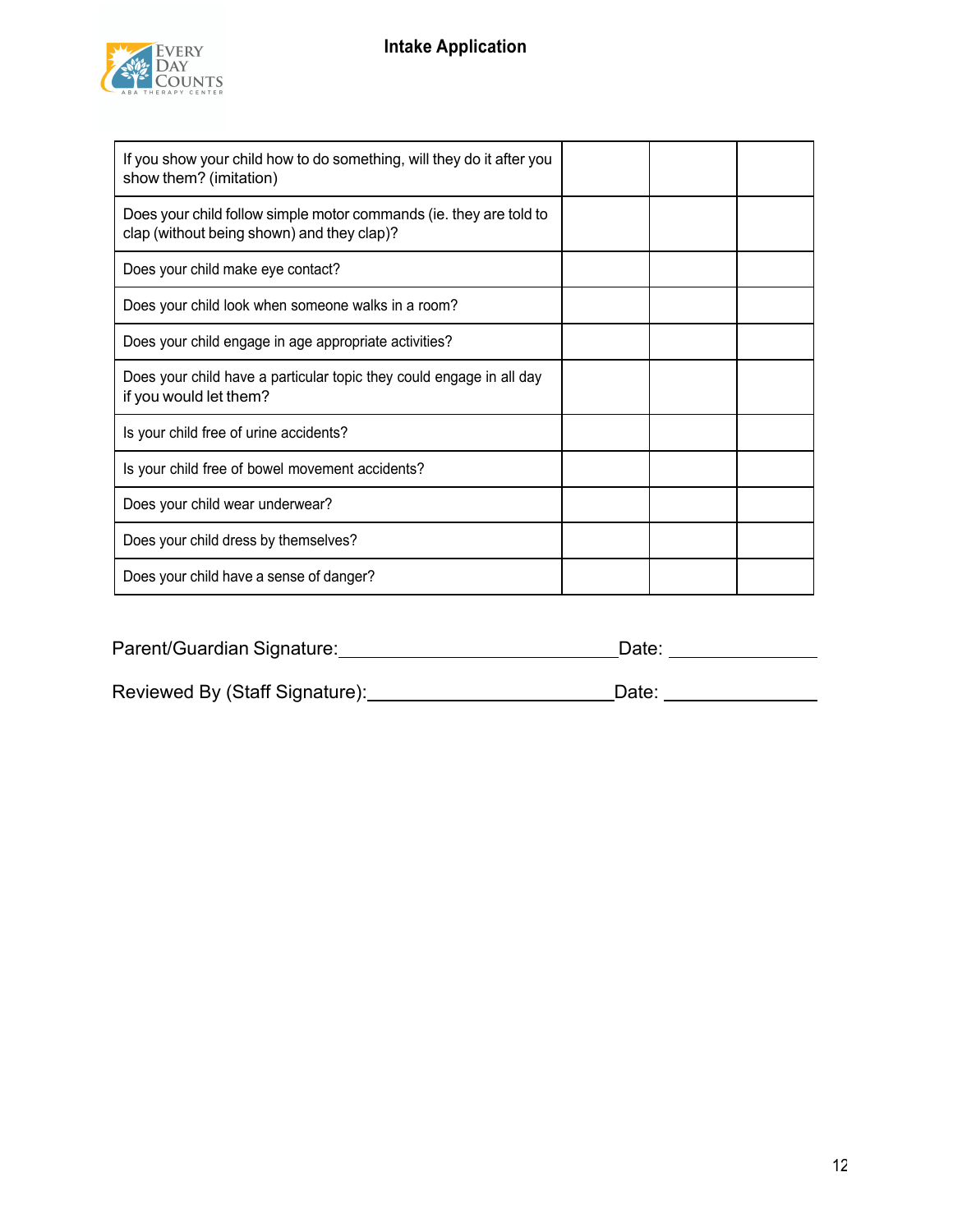# Intake Application

| | | | |
|---|---|---|---|
| If you show your child how to do something, will they do it after you show them? (imitation) | | | |
| Does your child follow simple motor commands (ie. they are told to clap (without being shown) and they clap)? | | | |
| Does your child make eye contact? | | | |
| Does your child look when someone walks in a room? | | | |
| Does your child engage in age appropriate activities? | | | |
| Does your child have a particular topic they could engage in all day if you would let them? | | | |
| Is your child free of urine accidents? | | | |
| Is your child free of bowel movement accidents? | | | |
| Does your child wear underwear? | | | |
| Does your child dress by themselves? | | | |
| Does your child have a sense of danger? | | | |

Parent/Guardian Signature:______________________________ Date: ______________

Reviewed By (Staff Signature):___________________________ Date: ______________